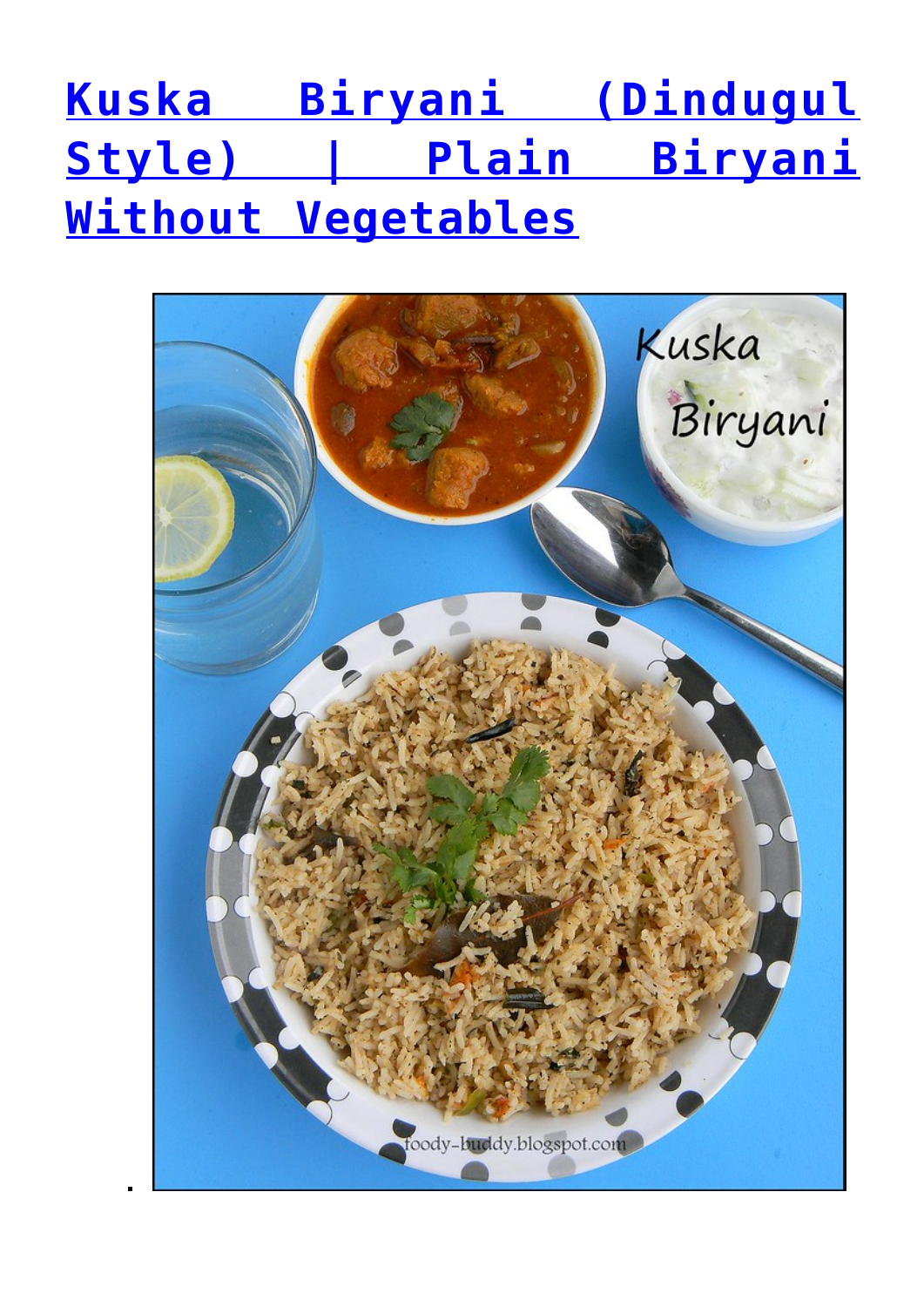# [Kuska Biryani (Dindugul Style) | Plain Biryani Without Vegetables]()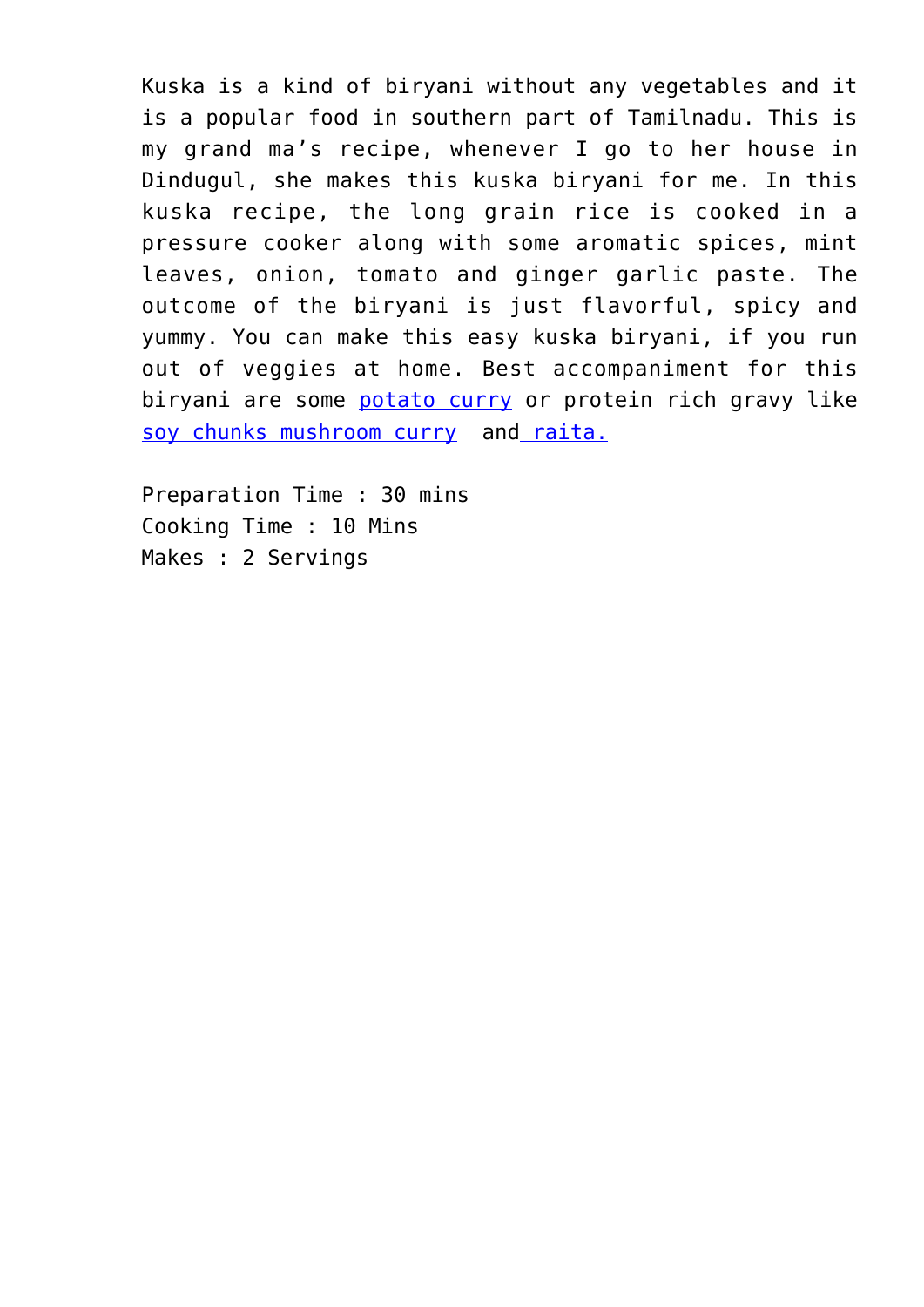Kuska is a kind of biryani without any vegetables and it is a popular food in southern part of Tamilnadu. This is my grand ma's recipe, whenever I go to her house in Dindugul, she makes this kuska biryani for me. In this kuska recipe, the long grain rice is cooked in a pressure cooker along with some aromatic spices, mint leaves, onion, tomato and ginger garlic paste. The outcome of the biryani is just flavorful, spicy and yummy. You can make this easy kuska biryani, if you run out of veggies at home. Best accompaniment for this biryani are some potato curry or protein rich gravy like soy chunks mushroom curry and raita.

Preparation Time : 30 mins
Cooking Time : 10 Mins
Makes : 2 Servings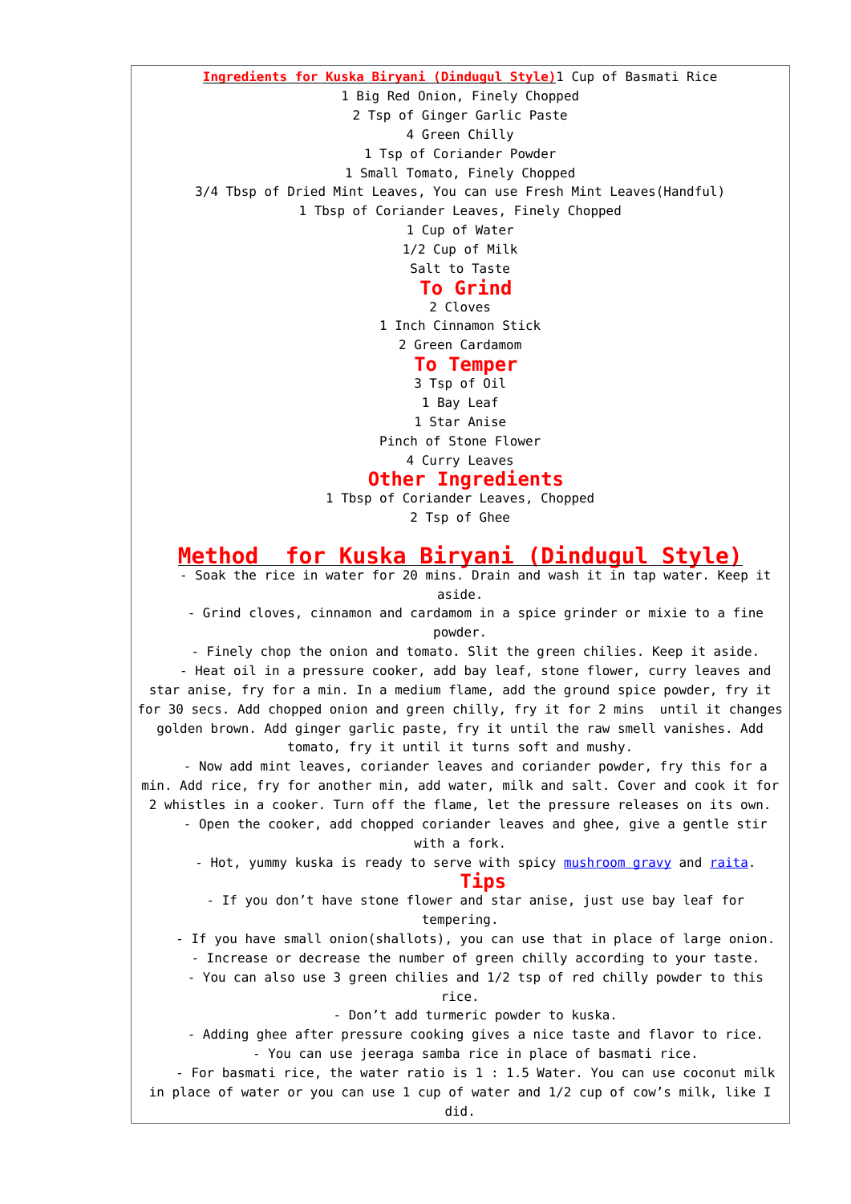## Ingredients for Kuska Biryani (Dindugul Style)

1 Cup of Basmati Rice
1 Big Red Onion, Finely Chopped
2 Tsp of Ginger Garlic Paste
4 Green Chilly
1 Tsp of Coriander Powder
1 Small Tomato, Finely Chopped
3/4 Tbsp of Dried Mint Leaves, You can use Fresh Mint Leaves(Handful)
1 Tbsp of Coriander Leaves, Finely Chopped
1 Cup of Water
1/2 Cup of Milk
Salt to Taste

### To Grind

2 Cloves
1 Inch Cinnamon Stick
2 Green Cardamom

### To Temper

3 Tsp of Oil
1 Bay Leaf
1 Star Anise
Pinch of Stone Flower
4 Curry Leaves

### Other Ingredients

1 Tbsp of Coriander Leaves, Chopped
2 Tsp of Ghee

## Method for Kuska Biryani (Dindugul Style)

- Soak the rice in water for 20 mins. Drain and wash it in tap water. Keep it aside.
- Grind cloves, cinnamon and cardamom in a spice grinder or mixie to a fine powder.
- Finely chop the onion and tomato. Slit the green chilies. Keep it aside.
- Heat oil in a pressure cooker, add bay leaf, stone flower, curry leaves and star anise, fry for a min. In a medium flame, add the ground spice powder, fry it for 30 secs. Add chopped onion and green chilly, fry it for 2 mins until it changes golden brown. Add ginger garlic paste, fry it until the raw smell vanishes. Add tomato, fry it until it turns soft and mushy.
- Now add mint leaves, coriander leaves and coriander powder, fry this for a min. Add rice, fry for another min, add water, milk and salt. Cover and cook it for 2 whistles in a cooker. Turn off the flame, let the pressure releases on its own.
- Open the cooker, add chopped coriander leaves and ghee, give a gentle stir with a fork.
- Hot, yummy kuska is ready to serve with spicy mushroom gravy and raita.

### Tips

- If you don't have stone flower and star anise, just use bay leaf for tempering.
- If you have small onion(shallots), you can use that in place of large onion.
- Increase or decrease the number of green chilly according to your taste.
- You can also use 3 green chilies and 1/2 tsp of red chilly powder to this rice.
- Don't add turmeric powder to kuska.
- Adding ghee after pressure cooking gives a nice taste and flavor to rice.
- You can use jeeraga samba rice in place of basmati rice.
- For basmati rice, the water ratio is 1 : 1.5 Water. You can use coconut milk in place of water or you can use 1 cup of water and 1/2 cup of cow's milk, like I did.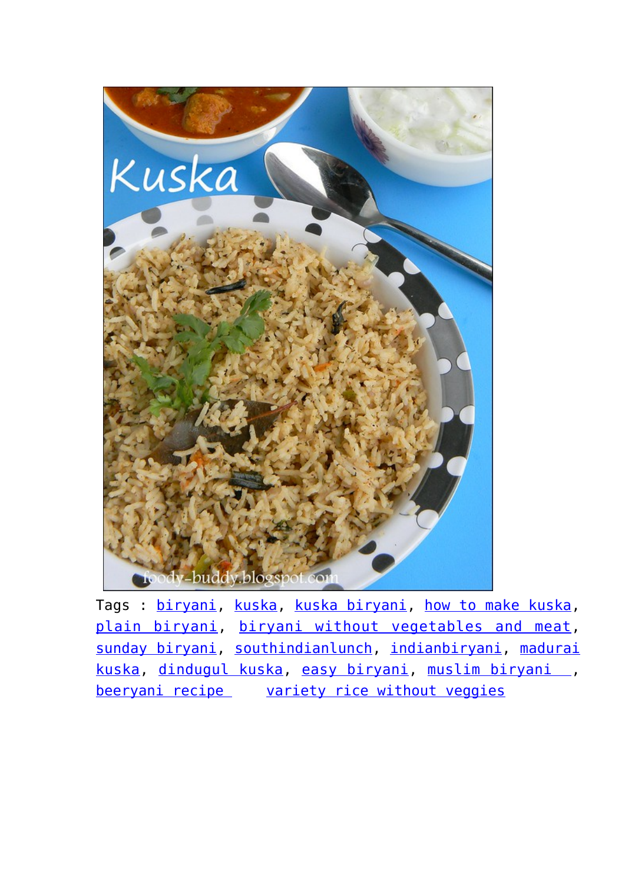Tags : biryani, kuska, kuska biryani, how to make kuska, plain biryani, biryani without vegetables and meat, sunday biryani, southindianlunch, indianbiryani, madurai kuska, dindugul kuska, easy biryani, muslim biryani , beeryani recipe variety rice without veggies